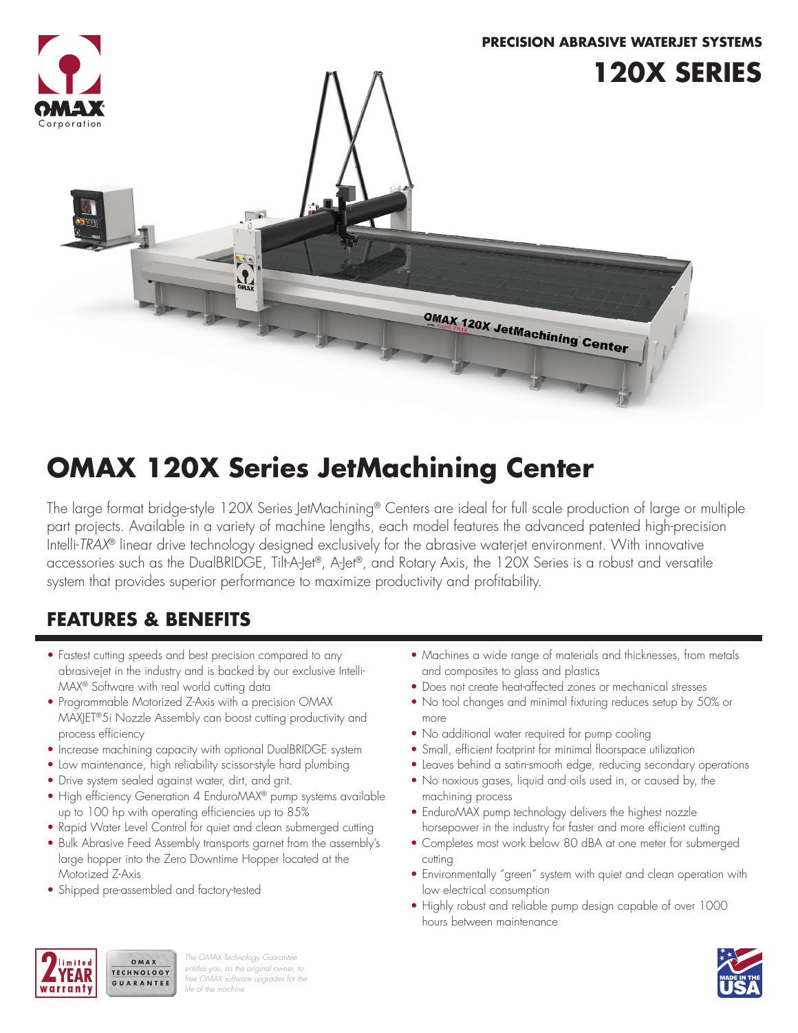PRECISION ABRASIVE WATERJET SYSTEMS

# 120X SERIES

## OMAX 120X Series JetMachining Center

The large format bridge-style 120X Series JetMachining® Centers are ideal for full scale production of large or multiple part projects. Available in a variety of machine lengths, each model features the advanced patented high-precision Intelli-*TRAX*® linear drive technology designed exclusively for the abrasive waterjet environment. With innovative accessories such as the DualBRIDGE, Tilt-A-Jet®, A-Jet®, and Rotary Axis, the 120X Series is a robust and versatile system that provides superior performance to maximize productivity and profitability.

## FEATURES & BENEFITS

- Fastest cutting speeds and best precision compared to any abrasivejet in the industry and is backed by our exclusive Intelli-MAX® Software with real world cutting data
- Programmable Motorized Z-Axis with a precision OMAX MAXJET®5i Nozzle Assembly can boost cutting productivity and process efficiency
- Increase machining capacity with optional DualBRIDGE system
- Low maintenance, high reliability scissor-style hard plumbing
- Drive system sealed against water, dirt, and grit.
- High efficiency Generation 4 EnduroMAX® pump systems available up to 100 hp with operating efficiencies up to 85%
- Rapid Water Level Control for quiet and clean submerged cutting
- Bulk Abrasive Feed Assembly transports garnet from the assembly's large hopper into the Zero Downtime Hopper located at the Motorized Z-Axis
- Shipped pre-assembled and factory-tested
- Machines a wide range of materials and thicknesses, from metals and composites to glass and plastics
- Does not create heat-affected zones or mechanical stresses
- No tool changes and minimal fixturing reduces setup by 50% or more
- No additional water required for pump cooling
- Small, efficient footprint for minimal floorspace utilization
- Leaves behind a satin-smooth edge, reducing secondary operations
- No noxious gases, liquid and oils used in, or caused by, the machining process
- EnduroMAX pump technology delivers the highest nozzle horsepower in the industry for faster and more efficient cutting
- Completes most work below 80 dBA at one meter for submerged cutting
- Environmentally "green" system with quiet and clean operation with low electrical consumption
- Highly robust and reliable pump design capable of over 1000 hours between maintenance

2 YEAR limited warranty

OMAX TECHNOLOGY GUARANTEE

*The OMAX Technology Guarantee entitles you, as the original owner, to free OMAX software upgrades for the life of the machine.*

MADE IN THE USA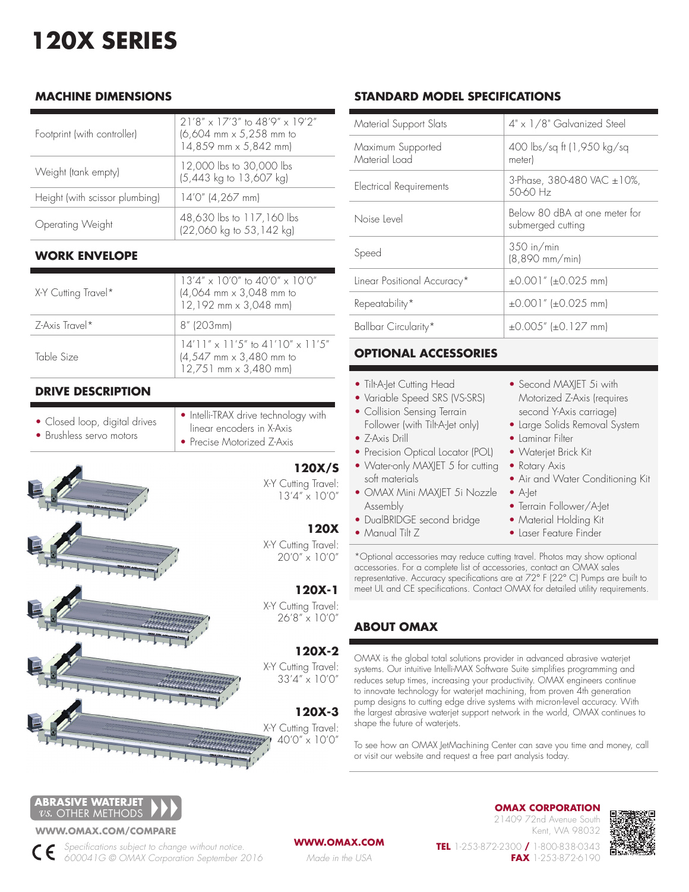# 120X SERIES

## MACHINE DIMENSIONS

| | |
|---|---|
| Footprint (with controller) | 21'8" x 17'3" to 48'9" x 19'2" (6,604 mm x 5,258 mm to 14,859 mm x 5,842 mm) |
| Weight (tank empty) | 12,000 lbs to 30,000 lbs (5,443 kg to 13,607 kg) |
| Height (with scissor plumbing) | 14'0" (4,267 mm) |
| Operating Weight | 48,630 lbs to 117,160 lbs (22,060 kg to 53,142 kg) |

## WORK ENVELOPE

| | |
|---|---|
| X-Y Cutting Travel* | 13'4" x 10'0" to 40'0" x 10'0" (4,064 mm x 3,048 mm to 12,192 mm x 3,048 mm) |
| Z-Axis Travel* | 8" (203mm) |
| Table Size | 14'11" x 11'5" to 41'10" x 11'5" (4,547 mm x 3,480 mm to 12,751 mm x 3,480 mm) |

## DRIVE DESCRIPTION

- Closed loop, digital drives
- Brushless servo motors
- Intelli-TRAX drive technology with linear encoders in X-Axis
- Precise Motorized Z-Axis

**120X/S**
X-Y Cutting Travel: 13'4" x 10'0"

**120X**
X-Y Cutting Travel: 20'0" x 10'0"

**120X-1**
X-Y Cutting Travel: 26'8" x 10'0"

**120X-2**
X-Y Cutting Travel: 33'4" x 10'0"

**120X-3**
X-Y Cutting Travel: 40'0" x 10'0"

## STANDARD MODEL SPECIFICATIONS

| | |
|---|---|
| Material Support Slats | 4" x 1/8" Galvanized Steel |
| Maximum Supported Material Load | 400 lbs/sq ft (1,950 kg/sq meter) |
| Electrical Requirements | 3-Phase, 380-480 VAC ±10%, 50-60 Hz |
| Noise Level | Below 80 dBA at one meter for submerged cutting |
| Speed | 350 in/min (8,890 mm/min) |
| Linear Positional Accuracy* | ±0.001" (±0.025 mm) |
| Repeatability* | ±0.001" (±0.025 mm) |
| Ballbar Circularity* | ±0.005" (±0.127 mm) |

## OPTIONAL ACCESSORIES

- Tilt-A-Jet Cutting Head
- Variable Speed SRS (VS-SRS)
- Collision Sensing Terrain Follower (with Tilt-A-Jet only)
- Z-Axis Drill
- Precision Optical Locator (POL)
- Water-only MAXJET 5 for cutting soft materials
- OMAX Mini MAXJET 5i Nozzle Assembly
- DualBRIDGE second bridge
- Manual Tilt Z
- Second MAXJET 5i with Motorized Z-Axis (requires second Y-Axis carriage)
- Large Solids Removal System
- Laminar Filter
- Waterjet Brick Kit
- Rotary Axis
- Air and Water Conditioning Kit
- A-Jet
- Terrain Follower/A-Jet
- Material Holding Kit
- Laser Feature Finder

*Optional accessories may reduce cutting travel. Photos may show optional accessories. For a complete list of accessories, contact an OMAX sales representative. Accuracy specifications are at 72° F (22° C) Pumps are built to meet UL and CE specifications. Contact OMAX for detailed utility requirements.

## ABOUT OMAX

OMAX is the global total solutions provider in advanced abrasive waterjet systems. Our intuitive Intelli-MAX Software Suite simplifies programming and reduces setup times, increasing your productivity. OMAX engineers continue to innovate technology for waterjet machining, from proven 4th generation pump designs to cutting edge drive systems with micron-level accuracy. With the largest abrasive waterjet support network in the world, OMAX continues to shape the future of waterjets.

To see how an OMAX JetMachining Center can save you time and money, call or visit our website and request a free part analysis today.

**ABRASIVE WATERJET** *vs.* OTHER METHODS

**WWW.OMAX.COM/COMPARE**

*Specifications subject to change without notice.*
*600041G © OMAX Corporation September 2016*

**WWW.OMAX.COM**
*Made in the USA*

**OMAX CORPORATION**
21409 72nd Avenue South
Kent, WA 98032
**TEL** 1-253-872-2300 / 1-800-838-0343
**FAX** 1-253-872-6190